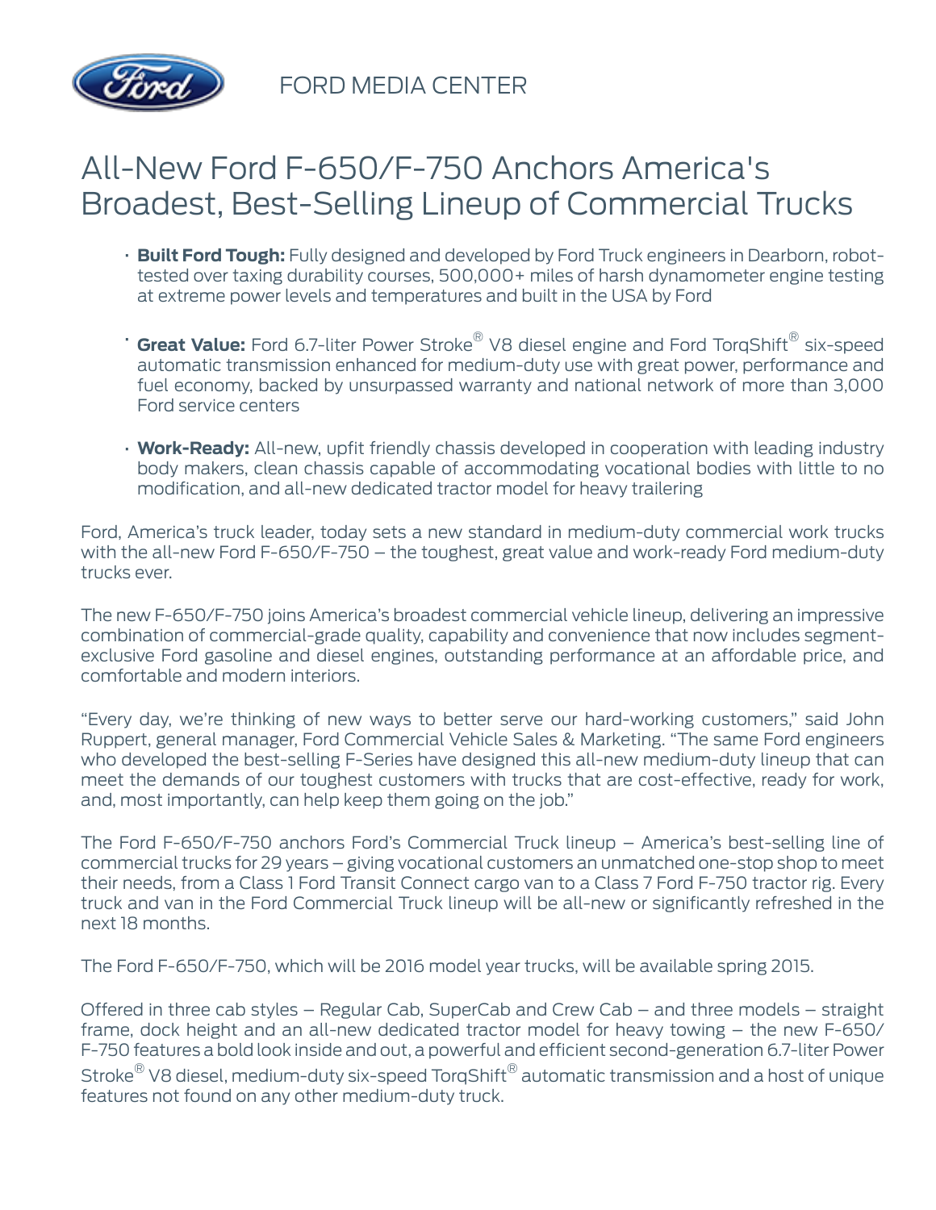FORD MEDIA CENTER

# All-New Ford F-650/F-750 Anchors America's Broadest, Best-Selling Lineup of Commercial Trucks

- **Built Ford Tough:** Fully designed and developed by Ford Truck engineers in Dearborn, robot-tested over taxing durability courses, 500,000+ miles of harsh dynamometer engine testing at extreme power levels and temperatures and built in the USA by Ford

- **Great Value:** Ford 6.7-liter Power Stroke® V8 diesel engine and Ford TorqShift® six-speed automatic transmission enhanced for medium-duty use with great power, performance and fuel economy, backed by unsurpassed warranty and national network of more than 3,000 Ford service centers

- **Work-Ready:** All-new, upfit friendly chassis developed in cooperation with leading industry body makers, clean chassis capable of accommodating vocational bodies with little to no modification, and all-new dedicated tractor model for heavy trailering

Ford, America's truck leader, today sets a new standard in medium-duty commercial work trucks with the all-new Ford F-650/F-750 – the toughest, great value and work-ready Ford medium-duty trucks ever.

The new F-650/F-750 joins America's broadest commercial vehicle lineup, delivering an impressive combination of commercial-grade quality, capability and convenience that now includes segment-exclusive Ford gasoline and diesel engines, outstanding performance at an affordable price, and comfortable and modern interiors.

"Every day, we're thinking of new ways to better serve our hard-working customers," said John Ruppert, general manager, Ford Commercial Vehicle Sales & Marketing. "The same Ford engineers who developed the best-selling F-Series have designed this all-new medium-duty lineup that can meet the demands of our toughest customers with trucks that are cost-effective, ready for work, and, most importantly, can help keep them going on the job."

The Ford F-650/F-750 anchors Ford's Commercial Truck lineup – America's best-selling line of commercial trucks for 29 years – giving vocational customers an unmatched one-stop shop to meet their needs, from a Class 1 Ford Transit Connect cargo van to a Class 7 Ford F-750 tractor rig. Every truck and van in the Ford Commercial Truck lineup will be all-new or significantly refreshed in the next 18 months.

The Ford F-650/F-750, which will be 2016 model year trucks, will be available spring 2015.

Offered in three cab styles – Regular Cab, SuperCab and Crew Cab – and three models – straight frame, dock height and an all-new dedicated tractor model for heavy towing – the new F-650/F-750 features a bold look inside and out, a powerful and efficient second-generation 6.7-liter Power Stroke® V8 diesel, medium-duty six-speed TorqShift® automatic transmission and a host of unique features not found on any other medium-duty truck.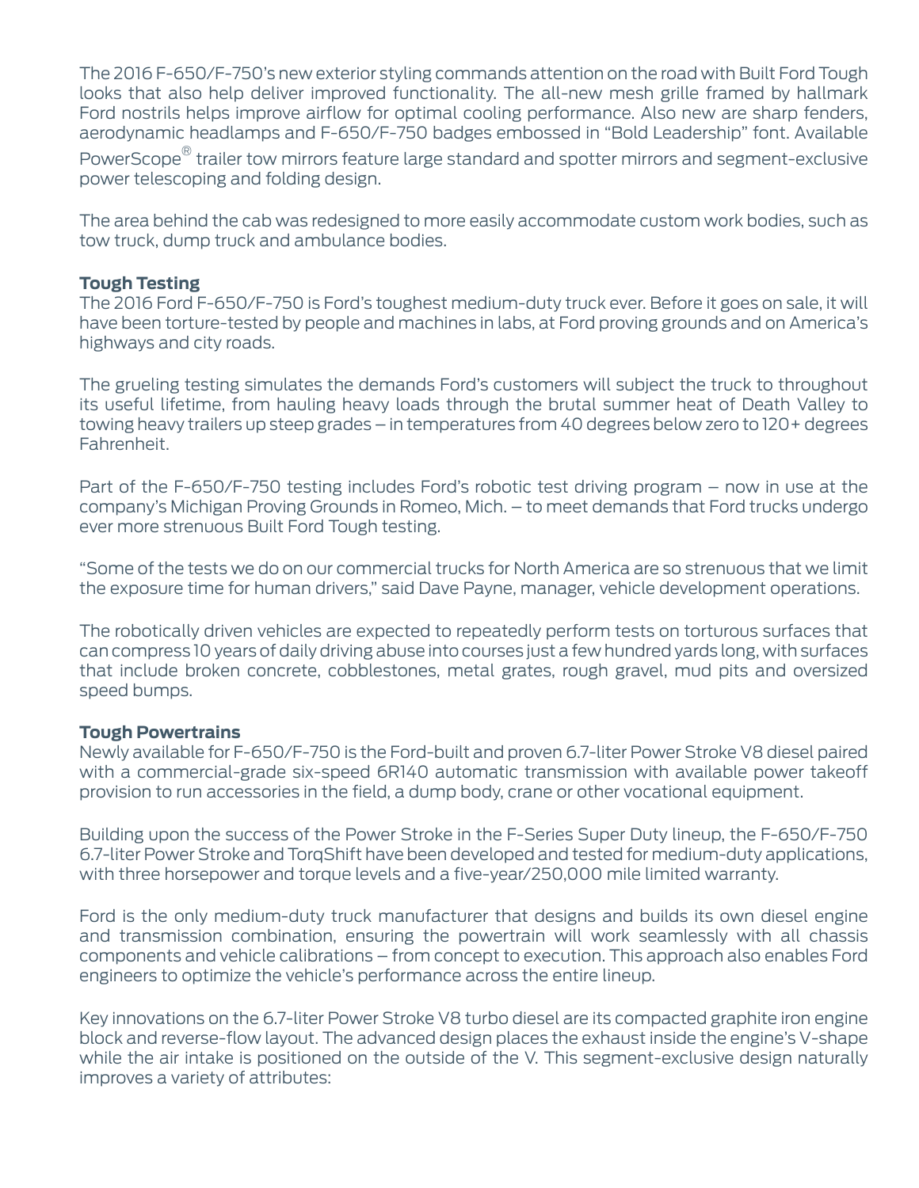The 2016 F-650/F-750's new exterior styling commands attention on the road with Built Ford Tough looks that also help deliver improved functionality. The all-new mesh grille framed by hallmark Ford nostrils helps improve airflow for optimal cooling performance. Also new are sharp fenders, aerodynamic headlamps and F-650/F-750 badges embossed in "Bold Leadership" font. Available PowerScope® trailer tow mirrors feature large standard and spotter mirrors and segment-exclusive power telescoping and folding design.

The area behind the cab was redesigned to more easily accommodate custom work bodies, such as tow truck, dump truck and ambulance bodies.

**Tough Testing**

The 2016 Ford F-650/F-750 is Ford's toughest medium-duty truck ever. Before it goes on sale, it will have been torture-tested by people and machines in labs, at Ford proving grounds and on America's highways and city roads.

The grueling testing simulates the demands Ford's customers will subject the truck to throughout its useful lifetime, from hauling heavy loads through the brutal summer heat of Death Valley to towing heavy trailers up steep grades – in temperatures from 40 degrees below zero to 120+ degrees Fahrenheit.

Part of the F-650/F-750 testing includes Ford's robotic test driving program – now in use at the company's Michigan Proving Grounds in Romeo, Mich. – to meet demands that Ford trucks undergo ever more strenuous Built Ford Tough testing.

"Some of the tests we do on our commercial trucks for North America are so strenuous that we limit the exposure time for human drivers," said Dave Payne, manager, vehicle development operations.

The robotically driven vehicles are expected to repeatedly perform tests on torturous surfaces that can compress 10 years of daily driving abuse into courses just a few hundred yards long, with surfaces that include broken concrete, cobblestones, metal grates, rough gravel, mud pits and oversized speed bumps.

**Tough Powertrains**

Newly available for F-650/F-750 is the Ford-built and proven 6.7-liter Power Stroke V8 diesel paired with a commercial-grade six-speed 6R140 automatic transmission with available power takeoff provision to run accessories in the field, a dump body, crane or other vocational equipment.

Building upon the success of the Power Stroke in the F-Series Super Duty lineup, the F-650/F-750 6.7-liter Power Stroke and TorqShift have been developed and tested for medium-duty applications, with three horsepower and torque levels and a five-year/250,000 mile limited warranty.

Ford is the only medium-duty truck manufacturer that designs and builds its own diesel engine and transmission combination, ensuring the powertrain will work seamlessly with all chassis components and vehicle calibrations – from concept to execution. This approach also enables Ford engineers to optimize the vehicle's performance across the entire lineup.

Key innovations on the 6.7-liter Power Stroke V8 turbo diesel are its compacted graphite iron engine block and reverse-flow layout. The advanced design places the exhaust inside the engine's V-shape while the air intake is positioned on the outside of the V. This segment-exclusive design naturally improves a variety of attributes: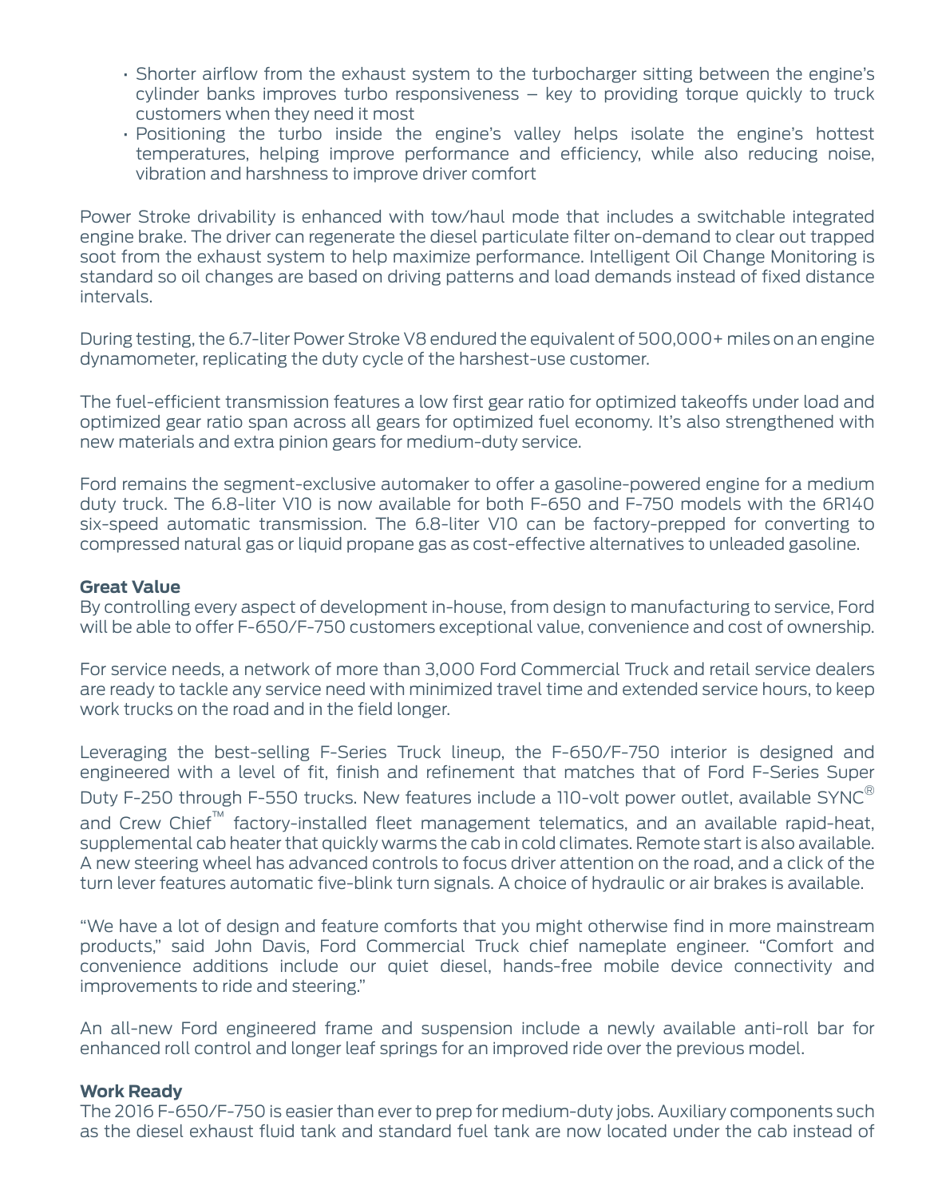- Shorter airflow from the exhaust system to the turbocharger sitting between the engine's cylinder banks improves turbo responsiveness – key to providing torque quickly to truck customers when they need it most
- Positioning the turbo inside the engine's valley helps isolate the engine's hottest temperatures, helping improve performance and efficiency, while also reducing noise, vibration and harshness to improve driver comfort

Power Stroke drivability is enhanced with tow/haul mode that includes a switchable integrated engine brake. The driver can regenerate the diesel particulate filter on-demand to clear out trapped soot from the exhaust system to help maximize performance. Intelligent Oil Change Monitoring is standard so oil changes are based on driving patterns and load demands instead of fixed distance intervals.

During testing, the 6.7-liter Power Stroke V8 endured the equivalent of 500,000+ miles on an engine dynamometer, replicating the duty cycle of the harshest-use customer.

The fuel-efficient transmission features a low first gear ratio for optimized takeoffs under load and optimized gear ratio span across all gears for optimized fuel economy. It's also strengthened with new materials and extra pinion gears for medium-duty service.

Ford remains the segment-exclusive automaker to offer a gasoline-powered engine for a medium duty truck. The 6.8-liter V10 is now available for both F-650 and F-750 models with the 6R140 six-speed automatic transmission. The 6.8-liter V10 can be factory-prepped for converting to compressed natural gas or liquid propane gas as cost-effective alternatives to unleaded gasoline.

**Great Value**

By controlling every aspect of development in-house, from design to manufacturing to service, Ford will be able to offer F-650/F-750 customers exceptional value, convenience and cost of ownership.

For service needs, a network of more than 3,000 Ford Commercial Truck and retail service dealers are ready to tackle any service need with minimized travel time and extended service hours, to keep work trucks on the road and in the field longer.

Leveraging the best-selling F-Series Truck lineup, the F-650/F-750 interior is designed and engineered with a level of fit, finish and refinement that matches that of Ford F-Series Super Duty F-250 through F-550 trucks. New features include a 110-volt power outlet, available SYNC® and Crew Chief™ factory-installed fleet management telematics, and an available rapid-heat, supplemental cab heater that quickly warms the cab in cold climates. Remote start is also available. A new steering wheel has advanced controls to focus driver attention on the road, and a click of the turn lever features automatic five-blink turn signals. A choice of hydraulic or air brakes is available.

"We have a lot of design and feature comforts that you might otherwise find in more mainstream products," said John Davis, Ford Commercial Truck chief nameplate engineer. "Comfort and convenience additions include our quiet diesel, hands-free mobile device connectivity and improvements to ride and steering."

An all-new Ford engineered frame and suspension include a newly available anti-roll bar for enhanced roll control and longer leaf springs for an improved ride over the previous model.

**Work Ready**

The 2016 F-650/F-750 is easier than ever to prep for medium-duty jobs. Auxiliary components such as the diesel exhaust fluid tank and standard fuel tank are now located under the cab instead of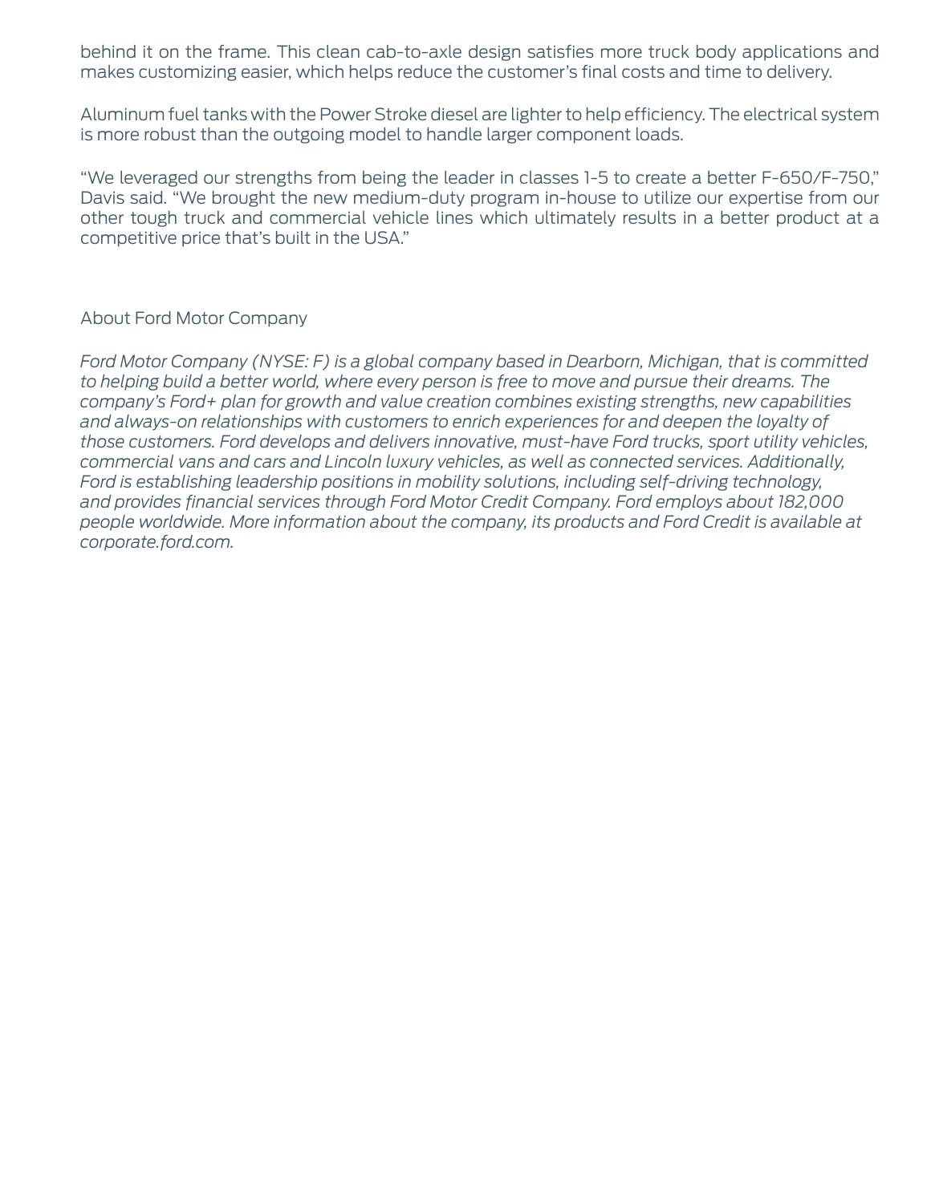behind it on the frame. This clean cab-to-axle design satisfies more truck body applications and makes customizing easier, which helps reduce the customer's final costs and time to delivery.

Aluminum fuel tanks with the Power Stroke diesel are lighter to help efficiency. The electrical system is more robust than the outgoing model to handle larger component loads.

"We leveraged our strengths from being the leader in classes 1-5 to create a better F-650/F-750," Davis said. "We brought the new medium-duty program in-house to utilize our expertise from our other tough truck and commercial vehicle lines which ultimately results in a better product at a competitive price that's built in the USA."

## About Ford Motor Company

*Ford Motor Company (NYSE: F) is a global company based in Dearborn, Michigan, that is committed to helping build a better world, where every person is free to move and pursue their dreams. The company's Ford+ plan for growth and value creation combines existing strengths, new capabilities and always-on relationships with customers to enrich experiences for and deepen the loyalty of those customers. Ford develops and delivers innovative, must-have Ford trucks, sport utility vehicles, commercial vans and cars and Lincoln luxury vehicles, as well as connected services. Additionally, Ford is establishing leadership positions in mobility solutions, including self-driving technology, and provides financial services through Ford Motor Credit Company. Ford employs about 182,000 people worldwide. More information about the company, its products and Ford Credit is available at corporate.ford.com.*